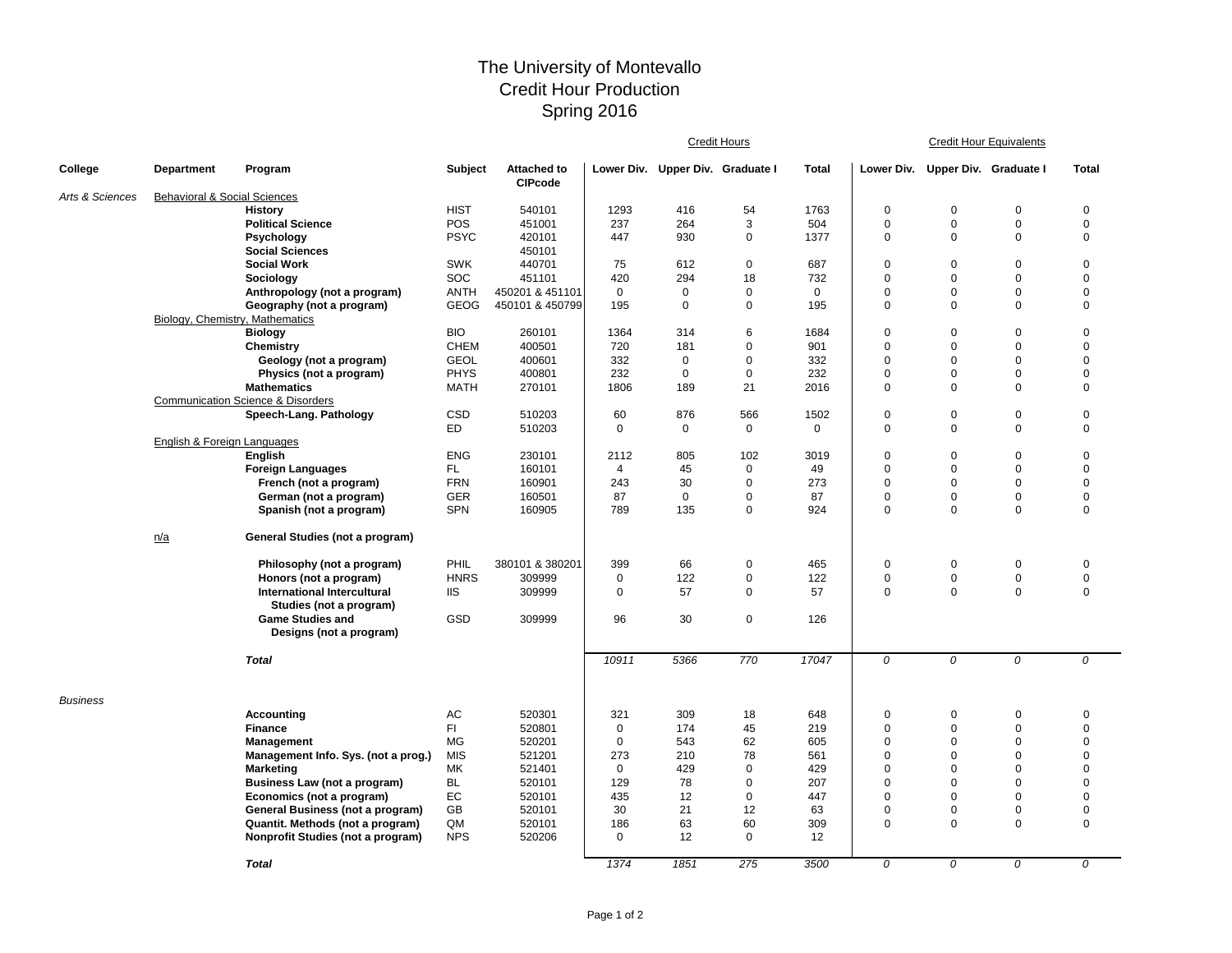# The University of Montevallo
## Credit Hour Production
## Spring 2016

| College | Department | Program | Subject | Attached to CIPcode | Credit Hours Lower Div. | Credit Hours Upper Div. | Credit Hours Graduate I | Credit Hours Total | Credit Hour Equivalents Lower Div. | Credit Hour Equivalents Upper Div. | Credit Hour Equivalents Graduate I | Credit Hour Equivalents Total |
|---|---|---|---|---|---|---|---|---|---|---|---|---|
| *Arts & Sciences* | Behavioral & Social Sciences | | | | | | | | | | | |
| | | **History** | HIST | 540101 | 1293 | 416 | 54 | 1763 | 0 | 0 | 0 | 0 |
| | | **Political Science** | POS | 451001 | 237 | 264 | 3 | 504 | 0 | 0 | 0 | 0 |
| | | **Psychology** | PSYC | 420101 | 447 | 930 | 0 | 1377 | 0 | 0 | 0 | 0 |
| | | **Social Sciences** | | 450101 | | | | | | | | |
| | | **Social Work** | SWK | 440701 | 75 | 612 | 0 | 687 | 0 | 0 | 0 | 0 |
| | | **Sociology** | SOC | 451101 | 420 | 294 | 18 | 732 | 0 | 0 | 0 | 0 |
| | | **Anthropology (not a program)** | ANTH | 450201 & 451101 | 0 | 0 | 0 | 0 | 0 | 0 | 0 | 0 |
| | | **Geography (not a program)** | GEOG | 450101 & 450799 | 195 | 0 | 0 | 195 | 0 | 0 | 0 | 0 |
| | Biology, Chemistry, Mathematics | | | | | | | | | | | |
| | | **Biology** | BIO | 260101 | 1364 | 314 | 6 | 1684 | 0 | 0 | 0 | 0 |
| | | **Chemistry** | CHEM | 400501 | 720 | 181 | 0 | 901 | 0 | 0 | 0 | 0 |
| | | **Geology (not a program)** | GEOL | 400601 | 332 | 0 | 0 | 332 | 0 | 0 | 0 | 0 |
| | | **Physics (not a program)** | PHYS | 400801 | 232 | 0 | 0 | 232 | 0 | 0 | 0 | 0 |
| | | **Mathematics** | MATH | 270101 | 1806 | 189 | 21 | 2016 | 0 | 0 | 0 | 0 |
| | Communication Science & Disorders | | | | | | | | | | | |
| | | **Speech-Lang. Pathology** | CSD | 510203 | 60 | 876 | 566 | 1502 | 0 | 0 | 0 | 0 |
| | | | ED | 510203 | 0 | 0 | 0 | 0 | 0 | 0 | 0 | 0 |
| | English & Foreign Languages | | | | | | | | | | | |
| | | **English** | ENG | 230101 | 2112 | 805 | 102 | 3019 | 0 | 0 | 0 | 0 |
| | | **Foreign Languages** | FL | 160101 | 4 | 45 | 0 | 49 | 0 | 0 | 0 | 0 |
| | | **French (not a program)** | FRN | 160901 | 243 | 30 | 0 | 273 | 0 | 0 | 0 | 0 |
| | | **German (not a program)** | GER | 160501 | 87 | 0 | 0 | 87 | 0 | 0 | 0 | 0 |
| | | **Spanish (not a program)** | SPN | 160905 | 789 | 135 | 0 | 924 | 0 | 0 | 0 | 0 |
| | n/a | **General Studies (not a program)** | | | | | | | | | | |
| | | **Philosophy (not a program)** | PHIL | 380101 & 380201 | 399 | 66 | 0 | 465 | 0 | 0 | 0 | 0 |
| | | **Honors (not a program)** | HNRS | 309999 | 0 | 122 | 0 | 122 | 0 | 0 | 0 | 0 |
| | | **International Intercultural Studies (not a program)** | IIS | 309999 | 0 | 57 | 0 | 57 | 0 | 0 | 0 | 0 |
| | | **Game Studies and Designs (not a program)** | GSD | 309999 | 96 | 30 | 0 | 126 | | | | |
| | | ***Total*** | | | *10911* | *5366* | *770* | *17047* | *0* | *0* | *0* | *0* |
| *Business* | | | | | | | | | | | | |
| | | **Accounting** | AC | 520301 | 321 | 309 | 18 | 648 | 0 | 0 | 0 | 0 |
| | | **Finance** | FI | 520801 | 0 | 174 | 45 | 219 | 0 | 0 | 0 | 0 |
| | | **Management** | MG | 520201 | 0 | 543 | 62 | 605 | 0 | 0 | 0 | 0 |
| | | **Management Info. Sys. (not a prog.)** | MIS | 521201 | 273 | 210 | 78 | 561 | 0 | 0 | 0 | 0 |
| | | **Marketing** | MK | 521401 | 0 | 429 | 0 | 429 | 0 | 0 | 0 | 0 |
| | | **Business Law (not a program)** | BL | 520101 | 129 | 78 | 0 | 207 | 0 | 0 | 0 | 0 |
| | | **Economics (not a program)** | EC | 520101 | 435 | 12 | 0 | 447 | 0 | 0 | 0 | 0 |
| | | **General Business (not a program)** | GB | 520101 | 30 | 21 | 12 | 63 | 0 | 0 | 0 | 0 |
| | | **Quantit. Methods (not a program)** | QM | 520101 | 186 | 63 | 60 | 309 | 0 | 0 | 0 | 0 |
| | | **Nonprofit Studies (not a program)** | NPS | 520206 | 0 | 12 | 0 | 12 | | | | |
| | | ***Total*** | | | *1374* | *1851* | *275* | *3500* | *0* | *0* | *0* | *0* |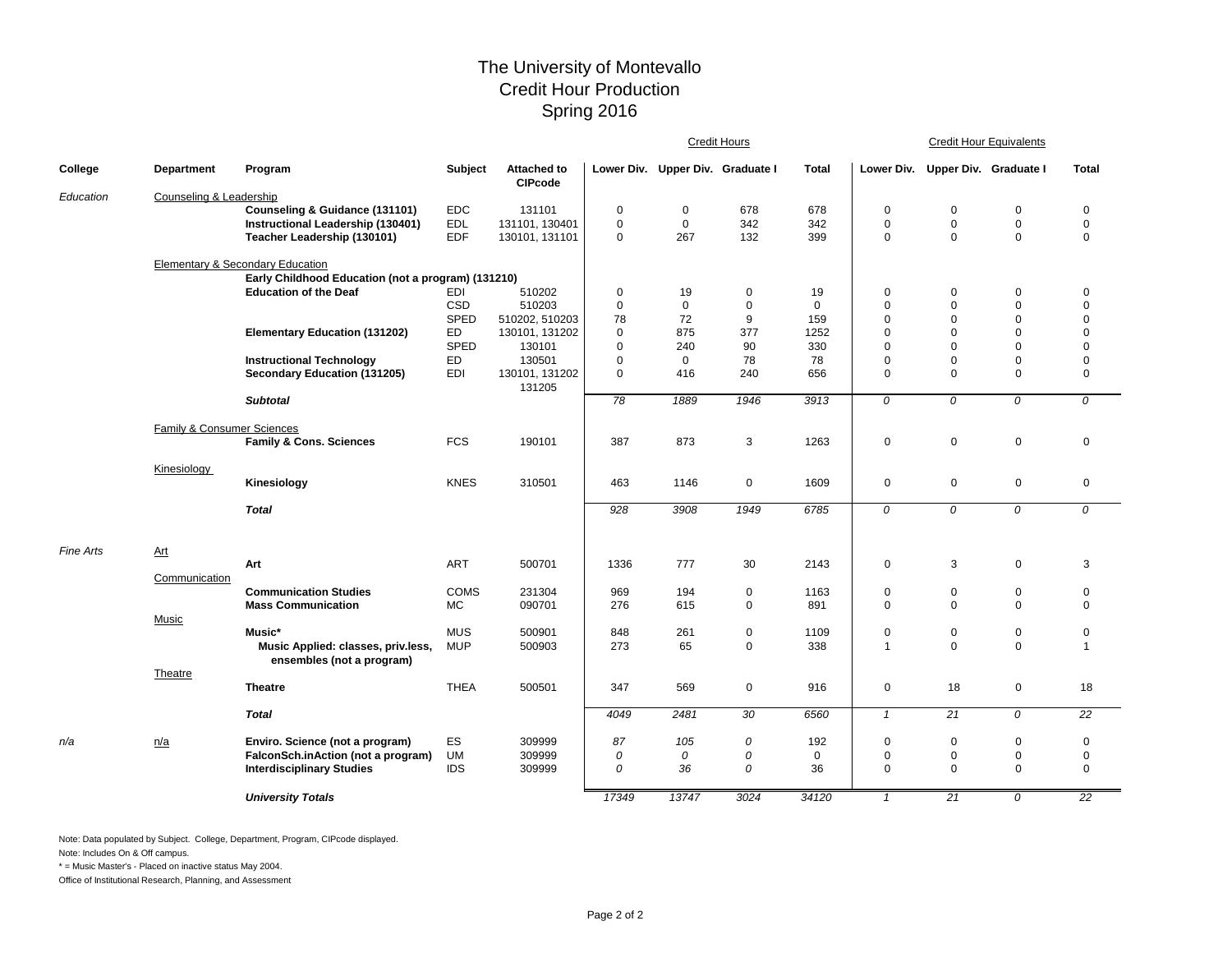# The University of Montevallo
## Credit Hour Production
## Spring 2016

| College | Department | Program | Subject | Attached to CIPcode | Credit Hours: Lower Div. | Credit Hours: Upper Div. | Credit Hours: Graduate I | Credit Hours: Total | Credit Hour Equivalents: Lower Div. | Credit Hour Equivalents: Upper Div. | Credit Hour Equivalents: Graduate I | Credit Hour Equivalents: Total |
|---|---|---|---|---|---|---|---|---|---|---|---|---|
| *Education* | Counseling & Leadership | | | | | | | | | | | |
| | | **Counseling & Guidance (131101)** | EDC | 131101 | 0 | 0 | 678 | 678 | 0 | 0 | 0 | 0 |
| | | **Instructional Leadership (130401)** | EDL | 131101, 130401 | 0 | 0 | 342 | 342 | 0 | 0 | 0 | 0 |
| | | **Teacher Leadership (130101)** | EDF | 130101, 131101 | 0 | 267 | 132 | 399 | 0 | 0 | 0 | 0 |
| | Elementary & Secondary Education | | | | | | | | | | | |
| | | **Early Childhood Education (not a program) (131210)** | | | | | | | | | | |
| | | **Education of the Deaf** | EDI | 510202 | 0 | 19 | 0 | 19 | 0 | 0 | 0 | 0 |
| | | | CSD | 510203 | 0 | 0 | 0 | 0 | 0 | 0 | 0 | 0 |
| | | | SPED | 510202, 510203 | 78 | 72 | 9 | 159 | 0 | 0 | 0 | 0 |
| | | **Elementary Education (131202)** | ED | 130101, 131202 | 0 | 875 | 377 | 1252 | 0 | 0 | 0 | 0 |
| | | | SPED | 130101 | 0 | 240 | 90 | 330 | 0 | 0 | 0 | 0 |
| | | **Instructional Technology** | ED | 130501 | 0 | 0 | 78 | 78 | 0 | 0 | 0 | 0 |
| | | **Secondary Education (131205)** | EDI | 130101, 131202 131205 | 0 | 416 | 240 | 656 | 0 | 0 | 0 | 0 |
| | | ***Subtotal*** | | | *78* | *1889* | *1946* | *3913* | *0* | *0* | *0* | *0* |
| | Family & Consumer Sciences | | | | | | | | | | | |
| | | **Family & Cons. Sciences** | FCS | 190101 | 387 | 873 | 3 | 1263 | 0 | 0 | 0 | 0 |
| | Kinesiology | | | | | | | | | | | |
| | | **Kinesiology** | KNES | 310501 | 463 | 1146 | 0 | 1609 | 0 | 0 | 0 | 0 |
| | | ***Total*** | | | *928* | *3908* | *1949* | *6785* | *0* | *0* | *0* | *0* |
| *Fine Arts* | Art | | | | | | | | | | | |
| | | **Art** | ART | 500701 | 1336 | 777 | 30 | 2143 | 0 | 3 | 0 | 3 |
| | Communication | | | | | | | | | | | |
| | | **Communication Studies** | COMS | 231304 | 969 | 194 | 0 | 1163 | 0 | 0 | 0 | 0 |
| | | **Mass Communication** | MC | 090701 | 276 | 615 | 0 | 891 | 0 | 0 | 0 | 0 |
| | Music | | | | | | | | | | | |
| | | **Music*** | MUS | 500901 | 848 | 261 | 0 | 1109 | 0 | 0 | 0 | 0 |
| | | **Music Applied: classes, priv.less, ensembles (not a program)** | MUP | 500903 | 273 | 65 | 0 | 338 | 1 | 0 | 0 | 1 |
| | Theatre | | | | | | | | | | | |
| | | **Theatre** | THEA | 500501 | 347 | 569 | 0 | 916 | 0 | 18 | 0 | 18 |
| | | ***Total*** | | | *4049* | *2481* | *30* | *6560* | *1* | *21* | *0* | *22* |
| *n/a* | n/a | **Enviro. Science (not a program)** | ES | 309999 | *87* | *105* | *0* | 192 | 0 | 0 | 0 | 0 |
| | | **FalconSch.inAction (not a program)** | UM | 309999 | *0* | *0* | *0* | 0 | 0 | 0 | 0 | 0 |
| | | **Interdisciplinary Studies** | IDS | 309999 | *0* | *36* | *0* | 36 | 0 | 0 | 0 | 0 |
| | | ***University Totals*** | | | *17349* | *13747* | *3024* | *34120* | *1* | *21* | *0* | *22* |

Note: Data populated by Subject. College, Department, Program, CIPcode displayed.

Note: Includes On & Off campus.

* = Music Master's - Placed on inactive status May 2004.

Office of Institutional Research, Planning, and Assessment